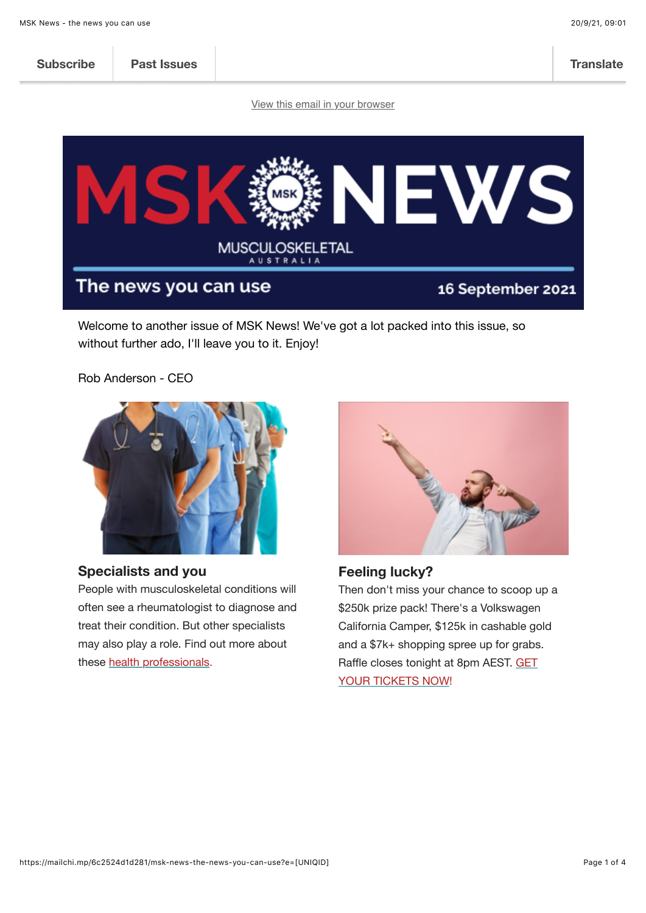Subscribe | Past Issues | Translate

View this email in your browser

# MSK NEWS

MUSCULOSKELETAL AUSTRALIA

The news you can use — 16 September 2021

Welcome to another issue of MSK News! We've got a lot packed into this issue, so without further ado, I'll leave you to it. Enjoy!

Rob Anderson - CEO

### Specialists and you

People with musculoskeletal conditions will often see a rheumatologist to diagnose and treat their condition. But other specialists may also play a role. Find out more about these health professionals.

### Feeling lucky?

Then don't miss your chance to scoop up a $250k prize pack! There's a Volkswagen California Camper, $125k in cashable gold and a $7k+ shopping spree up for grabs. Raffle closes tonight at 8pm AEST. GET YOUR TICKETS NOW!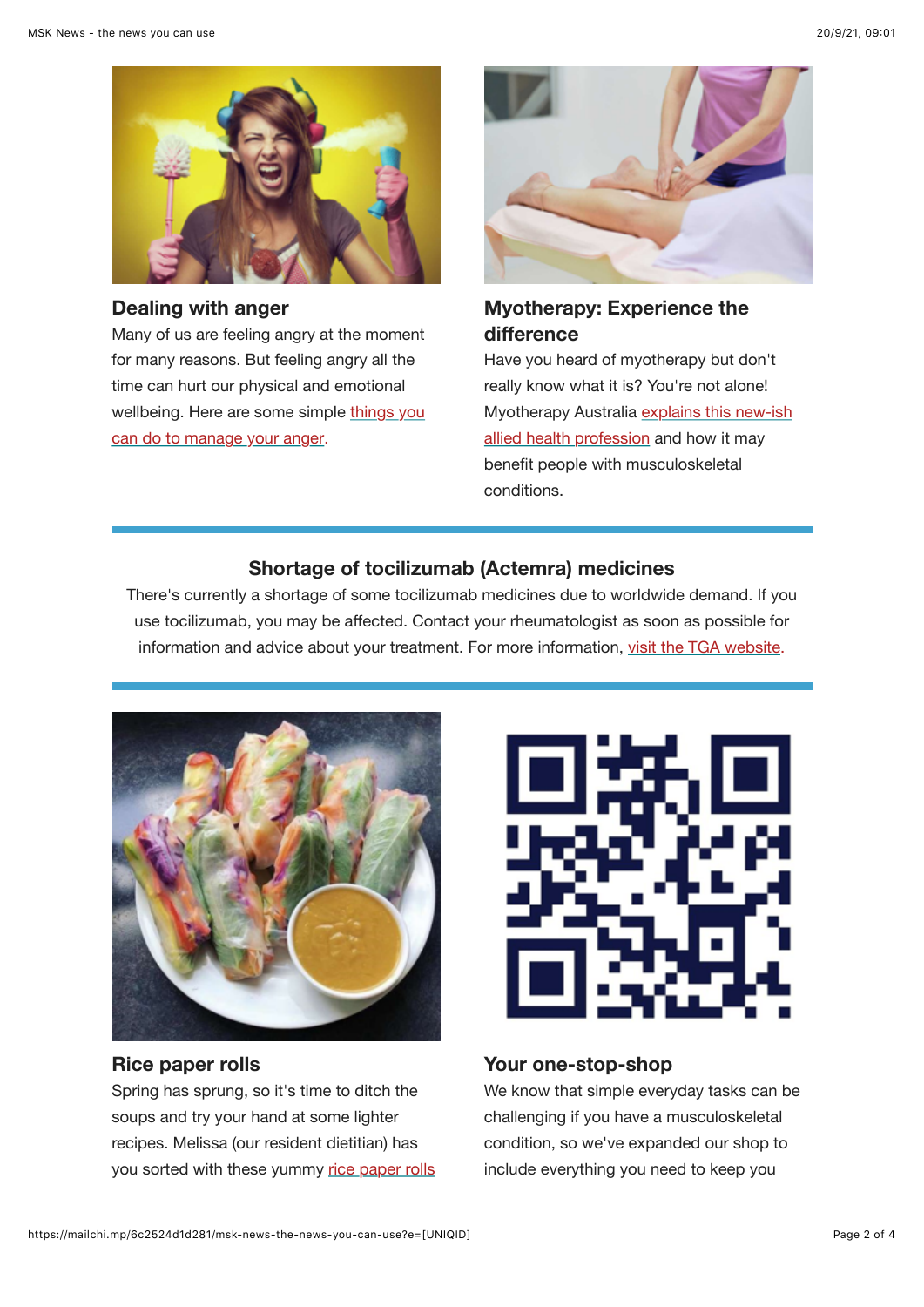### Dealing with anger

Many of us are feeling angry at the moment for many reasons. But feeling angry all the time can hurt our physical and emotional wellbeing. Here are some simple things you can do to manage your anger.

### Myotherapy: Experience the difference

Have you heard of myotherapy but don't really know what it is? You're not alone! Myotherapy Australia explains this new-ish allied health profession and how it may benefit people with musculoskeletal conditions.

---

### Shortage of tocilizumab (Actemra) medicines

There's currently a shortage of some tocilizumab medicines due to worldwide demand. If you use tocilizumab, you may be affected. Contact your rheumatologist as soon as possible for information and advice about your treatment. For more information, visit the TGA website.

---

### Rice paper rolls

Spring has sprung, so it's time to ditch the soups and try your hand at some lighter recipes. Melissa (our resident dietitian) has you sorted with these yummy rice paper rolls

### Your one-stop-shop

We know that simple everyday tasks can be challenging if you have a musculoskeletal condition, so we've expanded our shop to include everything you need to keep you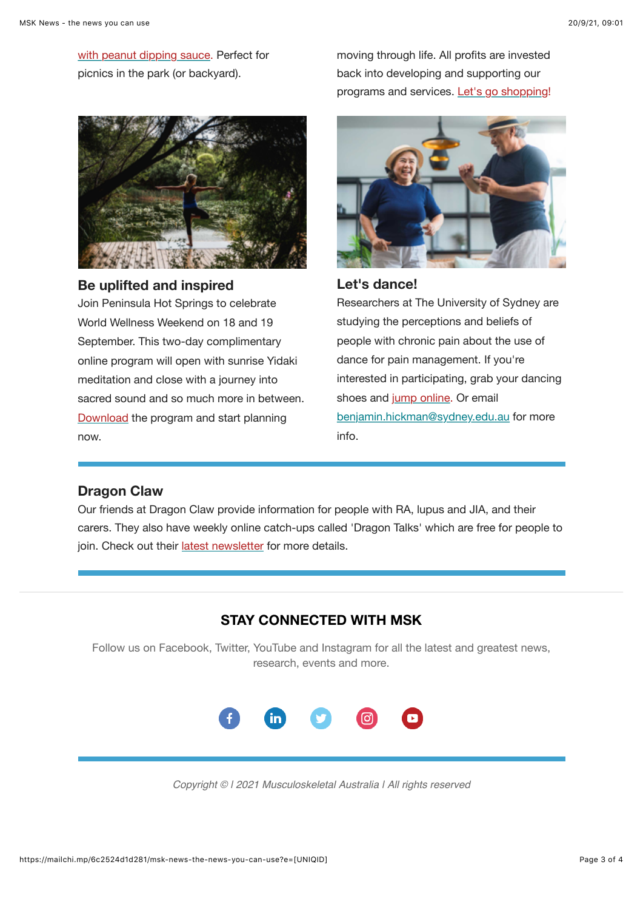with peanut dipping sauce. Perfect for picnics in the park (or backyard).

moving through life. All profits are invested back into developing and supporting our programs and services. Let's go shopping!

## Be uplifted and inspired

Join Peninsula Hot Springs to celebrate World Wellness Weekend on 18 and 19 September. This two-day complimentary online program will open with sunrise Yidaki meditation and close with a journey into sacred sound and so much more in between. Download the program and start planning now.

## Let's dance!

Researchers at The University of Sydney are studying the perceptions and beliefs of people with chronic pain about the use of dance for pain management. If you're interested in participating, grab your dancing shoes and jump online. Or email benjamin.hickman@sydney.edu.au for more info.

---

## Dragon Claw

Our friends at Dragon Claw provide information for people with RA, lupus and JIA, and their carers. They also have weekly online catch-ups called 'Dragon Talks' which are free for people to join. Check out their latest newsletter for more details.

---

## STAY CONNECTED WITH MSK

Follow us on Facebook, Twitter, YouTube and Instagram for all the latest and greatest news, research, events and more.

---

*Copyright © | 2021 Musculoskeletal Australia | All rights reserved*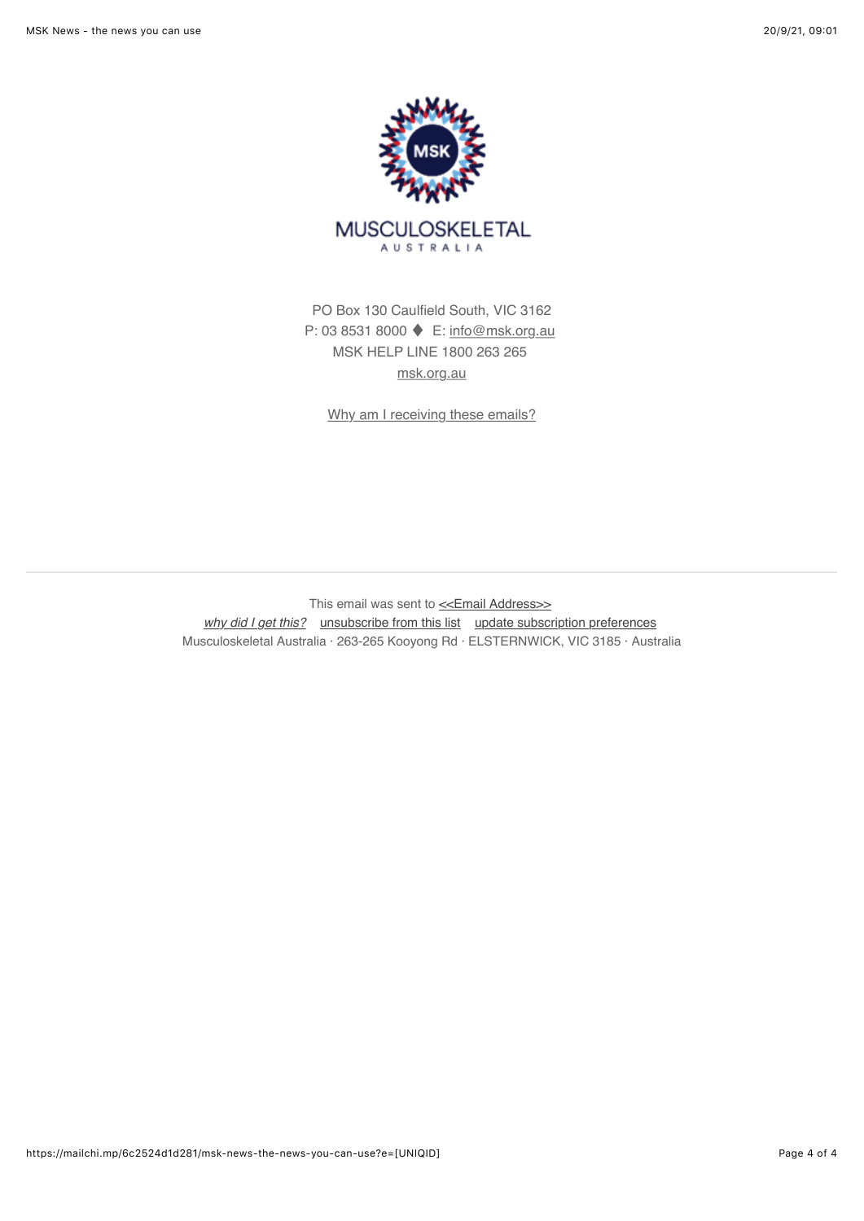MUSCULOSKELETAL
AUSTRALIA

PO Box 130 Caulfield South, VIC 3162
P: 03 8531 8000 ⧫ E: info@msk.org.au
MSK HELP LINE 1800 263 265
msk.org.au

Why am I receiving these emails?

---

This email was sent to <<Email Address>>
*why did I get this?* unsubscribe from this list update subscription preferences
Musculoskeletal Australia · 263-265 Kooyong Rd · ELSTERNWICK, VIC 3185 · Australia